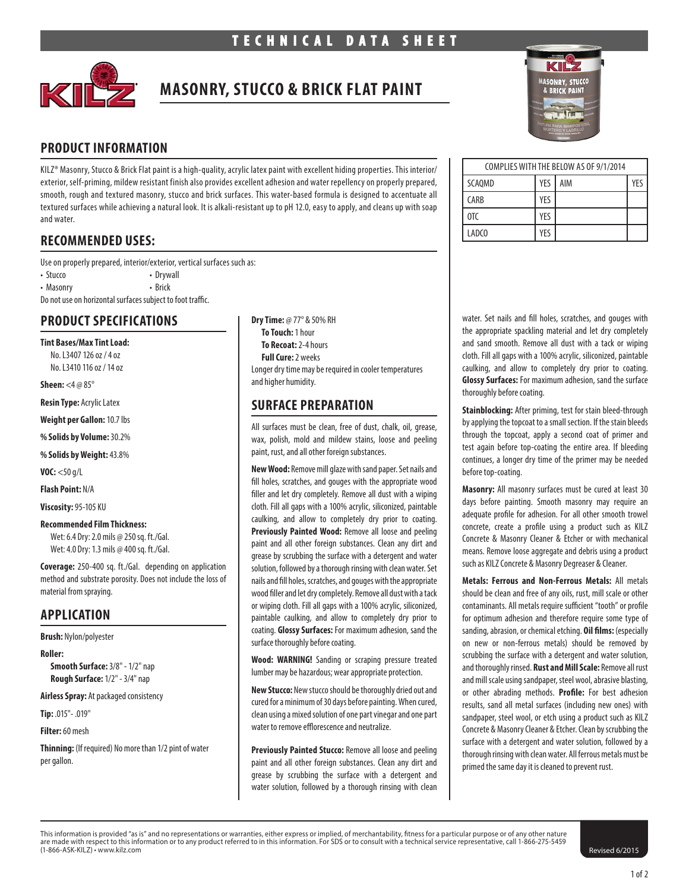# TECHNICAL DATA SHEET

# MASONRY, STUCCO & BRICK FLAT PAINT

## PRODUCT INFORMATION

KILZ® Masonry, Stucco & Brick Flat paint is a high-quality, acrylic latex paint with excellent hiding properties. This interior/exterior, self-priming, mildew resistant finish also provides excellent adhesion and water repellency on properly prepared, smooth, rough and textured masonry, stucco and brick surfaces. This water-based formula is designed to accentuate all textured surfaces while achieving a natural look. It is alkali-resistant up to pH 12.0, easy to apply, and cleans up with soap and water.

| COMPLIES WITH THE BELOW AS OF 9/1/2014 | | | |
|---|---|---|---|
| SCAQMD | YES | AIM | YES |
| CARB | YES | | |
| OTC | YES | | |
| LADCO | YES | | |

## RECOMMENDED USES:

Use on properly prepared, interior/exterior, vertical surfaces such as:

- Stucco
- Drywall
- Masonry
- Brick

Do not use on horizontal surfaces subject to foot traffic.

## PRODUCT SPECIFICATIONS

**Tint Bases/Max Tint Load:**
No. L3407 126 oz / 4 oz
No. L3410 116 oz / 14 oz

**Sheen:** <4 @ 85°

**Resin Type:** Acrylic Latex

**Weight per Gallon:** 10.7 lbs

**% Solids by Volume:** 30.2%

**% Solids by Weight:** 43.8%

**VOC:** <50 g/L

**Flash Point:** N/A

**Viscosity:** 95-105 KU

**Recommended Film Thickness:**
Wet: 6.4 Dry: 2.0 mils @ 250 sq. ft./Gal.
Wet: 4.0 Dry: 1.3 mils @ 400 sq. ft./Gal.

**Coverage:** 250-400 sq. ft./Gal. depending on application method and substrate porosity. Does not include the loss of material from spraying.

## APPLICATION

**Brush:** Nylon/polyester

**Roller:**
**Smooth Surface:** 3/8" - 1/2" nap
**Rough Surface:** 1/2" - 3/4" nap

**Airless Spray:** At packaged consistency

**Tip:** .015"- .019"

**Filter:** 60 mesh

**Thinning:** (If required) No more than 1/2 pint of water per gallon.

**Dry Time:** @ 77° & 50% RH
**To Touch:** 1 hour
**To Recoat:** 2-4 hours
**Full Cure:** 2 weeks
Longer dry time may be required in cooler temperatures and higher humidity.

## SURFACE PREPARATION

All surfaces must be clean, free of dust, chalk, oil, grease, wax, polish, mold and mildew stains, loose and peeling paint, rust, and all other foreign substances.

**New Wood:** Remove mill glaze with sand paper. Set nails and fill holes, scratches, and gouges with the appropriate wood filler and let dry completely. Remove all dust with a wiping cloth. Fill all gaps with a 100% acrylic, siliconized, paintable caulking, and allow to completely dry prior to coating. **Previously Painted Wood:** Remove all loose and peeling paint and all other foreign substances. Clean any dirt and grease by scrubbing the surface with a detergent and water solution, followed by a thorough rinsing with clean water. Set nails and fill holes, scratches, and gouges with the appropriate wood filler and let dry completely. Remove all dust with a tack or wiping cloth. Fill all gaps with a 100% acrylic, siliconized, paintable caulking, and allow to completely dry prior to coating. **Glossy Surfaces:** For maximum adhesion, sand the surface thoroughly before coating.

**Wood: WARNING!** Sanding or scraping pressure treated lumber may be hazardous; wear appropriate protection.

**New Stucco:** New stucco should be thoroughly dried out and cured for a minimum of 30 days before painting. When cured, clean using a mixed solution of one part vinegar and one part water to remove efflorescence and neutralize.

**Previously Painted Stucco:** Remove all loose and peeling paint and all other foreign substances. Clean any dirt and grease by scrubbing the surface with a detergent and water solution, followed by a thorough rinsing with clean water. Set nails and fill holes, scratches, and gouges with the appropriate spackling material and let dry completely and sand smooth. Remove all dust with a tack or wiping cloth. Fill all gaps with a 100% acrylic, siliconized, paintable caulking, and allow to completely dry prior to coating. **Glossy Surfaces:** For maximum adhesion, sand the surface thoroughly before coating.

**Stainblocking:** After priming, test for stain bleed-through by applying the topcoat to a small section. If the stain bleeds through the topcoat, apply a second coat of primer and test again before top-coating the entire area. If bleeding continues, a longer dry time of the primer may be needed before top-coating.

**Masonry:** All masonry surfaces must be cured at least 30 days before painting. Smooth masonry may require an adequate profile for adhesion. For all other smooth trowel concrete, create a profile using a product such as KILZ Concrete & Masonry Cleaner & Etcher or with mechanical means. Remove loose aggregate and debris using a product such as KILZ Concrete & Masonry Degreaser & Cleaner.

**Metals: Ferrous and Non-Ferrous Metals:** All metals should be clean and free of any oils, rust, mill scale or other contaminants. All metals require sufficient "tooth" or profile for optimum adhesion and therefore require some type of sanding, abrasion, or chemical etching. **Oil films:** (especially on new or non-ferrous metals) should be removed by scrubbing the surface with a detergent and water solution, and thoroughly rinsed. **Rust and Mill Scale:** Remove all rust and mill scale using sandpaper, steel wool, abrasive blasting, or other abrading methods. **Profile:** For best adhesion results, sand all metal surfaces (including new ones) with sandpaper, steel wool, or etch using a product such as KILZ Concrete & Masonry Cleaner & Etcher. Clean by scrubbing the surface with a detergent and water solution, followed by a thorough rinsing with clean water. All ferrous metals must be primed the same day it is cleaned to prevent rust.

This information is provided "as is" and no representations or warranties, either express or implied, of merchantability, fitness for a particular purpose or of any other nature are made with respect to this information or to any product referred to in this information. For SDS or to consult with a technical service representative, call 1-866-275-5459 (1-866-ASK-KILZ) • www.kilz.com

Revised 6/2015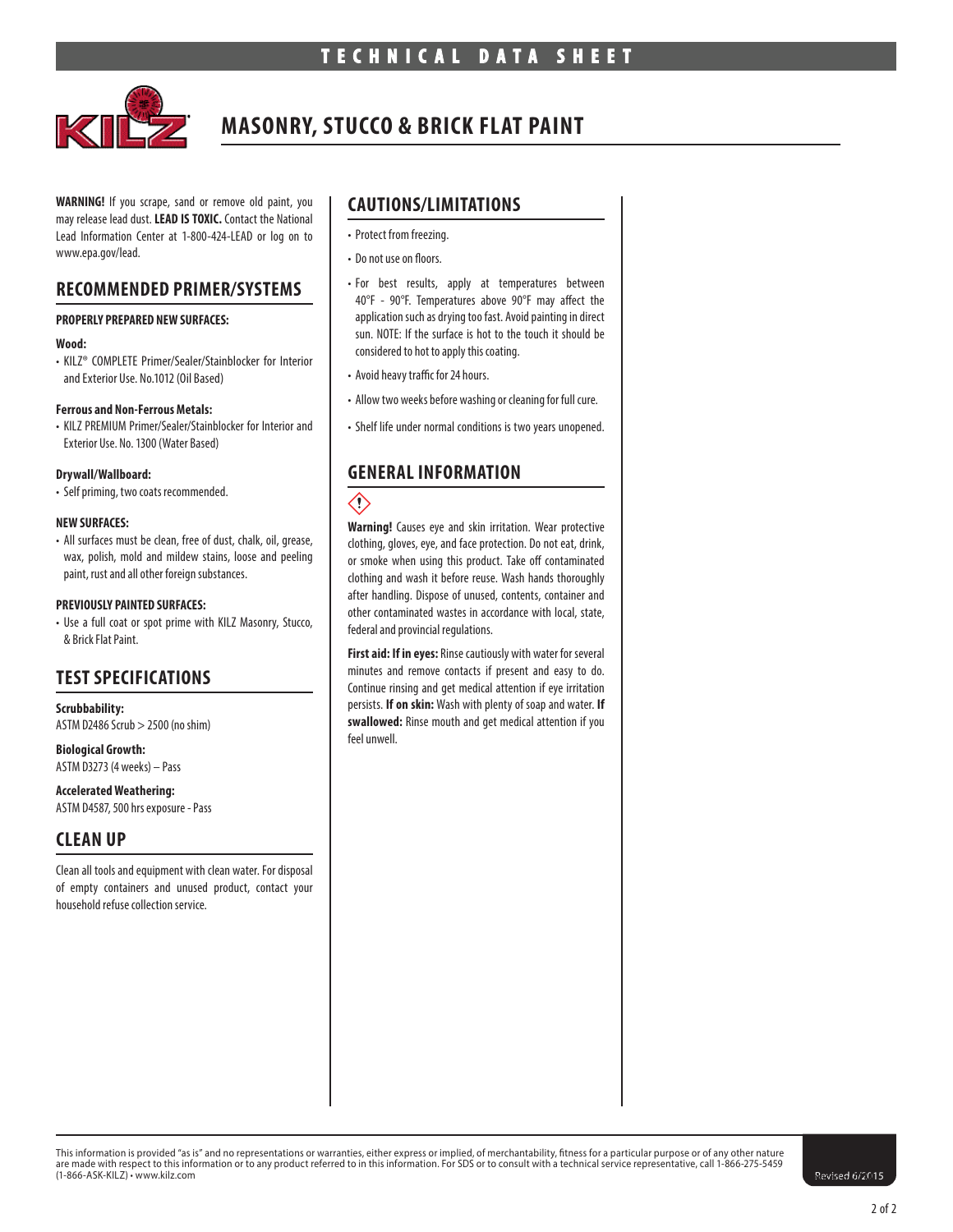# MASONRY, STUCCO & BRICK FLAT PAINT

**WARNING!** If you scrape, sand or remove old paint, you may release lead dust. **LEAD IS TOXIC.** Contact the National Lead Information Center at 1-800-424-LEAD or log on to www.epa.gov/lead.

## RECOMMENDED PRIMER/SYSTEMS

#### PROPERLY PREPARED NEW SURFACES:

**Wood:**

- KILZ® COMPLETE Primer/Sealer/Stainblocker for Interior and Exterior Use. No.1012 (Oil Based)

**Ferrous and Non-Ferrous Metals:**

- KILZ PREMIUM Primer/Sealer/Stainblocker for Interior and Exterior Use. No. 1300 (Water Based)

**Drywall/Wallboard:**

- Self priming, two coats recommended.

#### NEW SURFACES:

- All surfaces must be clean, free of dust, chalk, oil, grease, wax, polish, mold and mildew stains, loose and peeling paint, rust and all other foreign substances.

#### PREVIOUSLY PAINTED SURFACES:

- Use a full coat or spot prime with KILZ Masonry, Stucco, & Brick Flat Paint.

## TEST SPECIFICATIONS

**Scrubbability:**
ASTM D2486 Scrub > 2500 (no shim)

**Biological Growth:**
ASTM D3273 (4 weeks) – Pass

**Accelerated Weathering:**
ASTM D4587, 500 hrs exposure - Pass

## CLEAN UP

Clean all tools and equipment with clean water. For disposal of empty containers and unused product, contact your household refuse collection service.

## CAUTIONS/LIMITATIONS

- Protect from freezing.
- Do not use on floors.
- For best results, apply at temperatures between 40°F - 90°F. Temperatures above 90°F may affect the application such as drying too fast. Avoid painting in direct sun. NOTE: If the surface is hot to the touch it should be considered to hot to apply this coating.
- Avoid heavy traffic for 24 hours.
- Allow two weeks before washing or cleaning for full cure.
- Shelf life under normal conditions is two years unopened.

## GENERAL INFORMATION

**Warning!** Causes eye and skin irritation. Wear protective clothing, gloves, eye, and face protection. Do not eat, drink, or smoke when using this product. Take off contaminated clothing and wash it before reuse. Wash hands thoroughly after handling. Dispose of unused, contents, container and other contaminated wastes in accordance with local, state, federal and provincial regulations.

**First aid: If in eyes:** Rinse cautiously with water for several minutes and remove contacts if present and easy to do. Continue rinsing and get medical attention if eye irritation persists. **If on skin:** Wash with plenty of soap and water. **If swallowed:** Rinse mouth and get medical attention if you feel unwell.

This information is provided "as is" and no representations or warranties, either express or implied, of merchantability, fitness for a particular purpose or of any other nature are made with respect to this information or to any product referred to in this information. For SDS or to consult with a technical service representative, call 1-866-275-5459 (1-866-ASK-KILZ) • www.kilz.com

Revised 6/2015